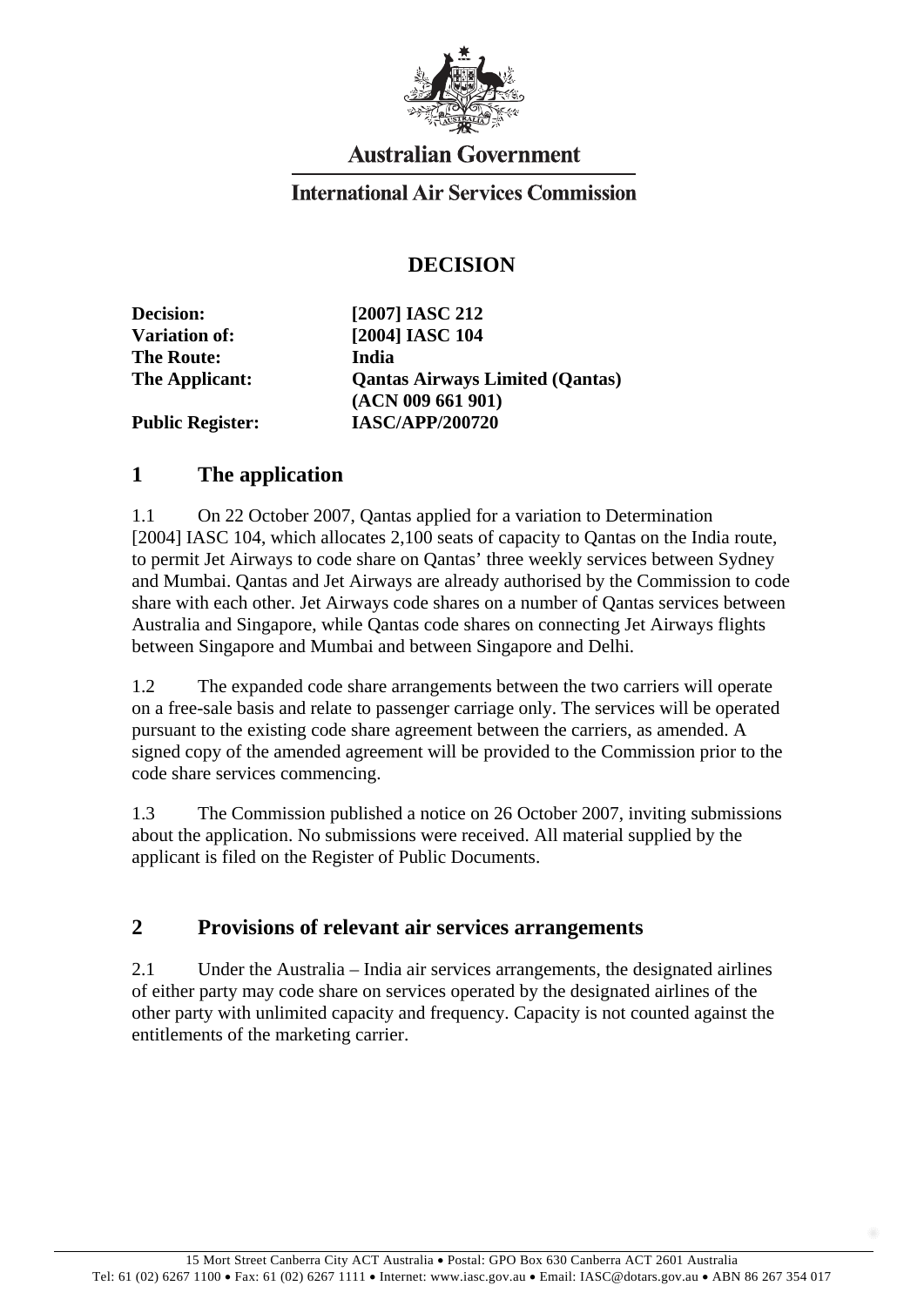**Australian Government**

**International Air Services Commission**

# DECISION

| | |
|---|---|
| **Decision:** | **[2007] IASC 212** |
| **Variation of:** | **[2004] IASC 104** |
| **The Route:** | **India** |
| **The Applicant:** | **Qantas Airways Limited (Qantas) (ACN 009 661 901)** |
| **Public Register:** | **IASC/APP/200720** |

## 1 The application

1.1 On 22 October 2007, Qantas applied for a variation to Determination [2004] IASC 104, which allocates 2,100 seats of capacity to Qantas on the India route, to permit Jet Airways to code share on Qantas' three weekly services between Sydney and Mumbai. Qantas and Jet Airways are already authorised by the Commission to code share with each other. Jet Airways code shares on a number of Qantas services between Australia and Singapore, while Qantas code shares on connecting Jet Airways flights between Singapore and Mumbai and between Singapore and Delhi.

1.2 The expanded code share arrangements between the two carriers will operate on a free-sale basis and relate to passenger carriage only. The services will be operated pursuant to the existing code share agreement between the carriers, as amended. A signed copy of the amended agreement will be provided to the Commission prior to the code share services commencing.

1.3 The Commission published a notice on 26 October 2007, inviting submissions about the application. No submissions were received. All material supplied by the applicant is filed on the Register of Public Documents.

## 2 Provisions of relevant air services arrangements

2.1 Under the Australia – India air services arrangements, the designated airlines of either party may code share on services operated by the designated airlines of the other party with unlimited capacity and frequency. Capacity is not counted against the entitlements of the marketing carrier.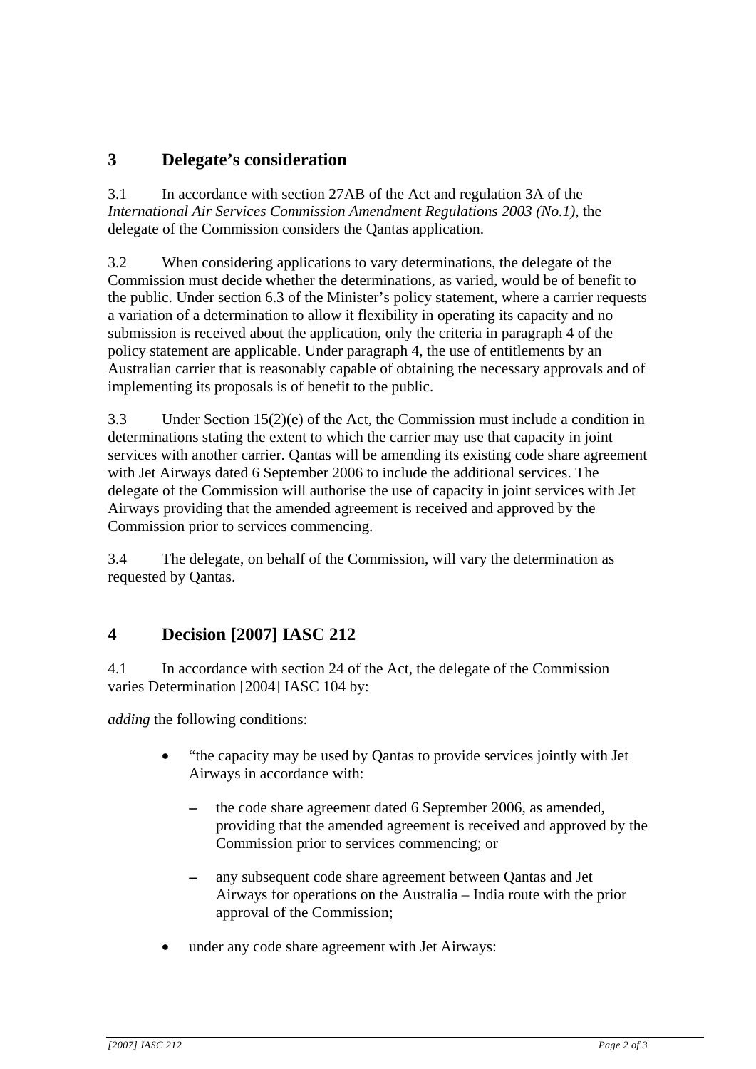## 3 Delegate's consideration

3.1 In accordance with section 27AB of the Act and regulation 3A of the *International Air Services Commission Amendment Regulations 2003 (No.1)*, the delegate of the Commission considers the Qantas application.

3.2 When considering applications to vary determinations, the delegate of the Commission must decide whether the determinations, as varied, would be of benefit to the public. Under section 6.3 of the Minister's policy statement, where a carrier requests a variation of a determination to allow it flexibility in operating its capacity and no submission is received about the application, only the criteria in paragraph 4 of the policy statement are applicable. Under paragraph 4, the use of entitlements by an Australian carrier that is reasonably capable of obtaining the necessary approvals and of implementing its proposals is of benefit to the public.

3.3 Under Section 15(2)(e) of the Act, the Commission must include a condition in determinations stating the extent to which the carrier may use that capacity in joint services with another carrier. Qantas will be amending its existing code share agreement with Jet Airways dated 6 September 2006 to include the additional services. The delegate of the Commission will authorise the use of capacity in joint services with Jet Airways providing that the amended agreement is received and approved by the Commission prior to services commencing.

3.4 The delegate, on behalf of the Commission, will vary the determination as requested by Qantas.

## 4 Decision [2007] IASC 212

4.1 In accordance with section 24 of the Act, the delegate of the Commission varies Determination [2004] IASC 104 by:

*adding* the following conditions:

- "the capacity may be used by Qantas to provide services jointly with Jet Airways in accordance with:
  - the code share agreement dated 6 September 2006, as amended, providing that the amended agreement is received and approved by the Commission prior to services commencing; or
  - any subsequent code share agreement between Qantas and Jet Airways for operations on the Australia – India route with the prior approval of the Commission;
- under any code share agreement with Jet Airways: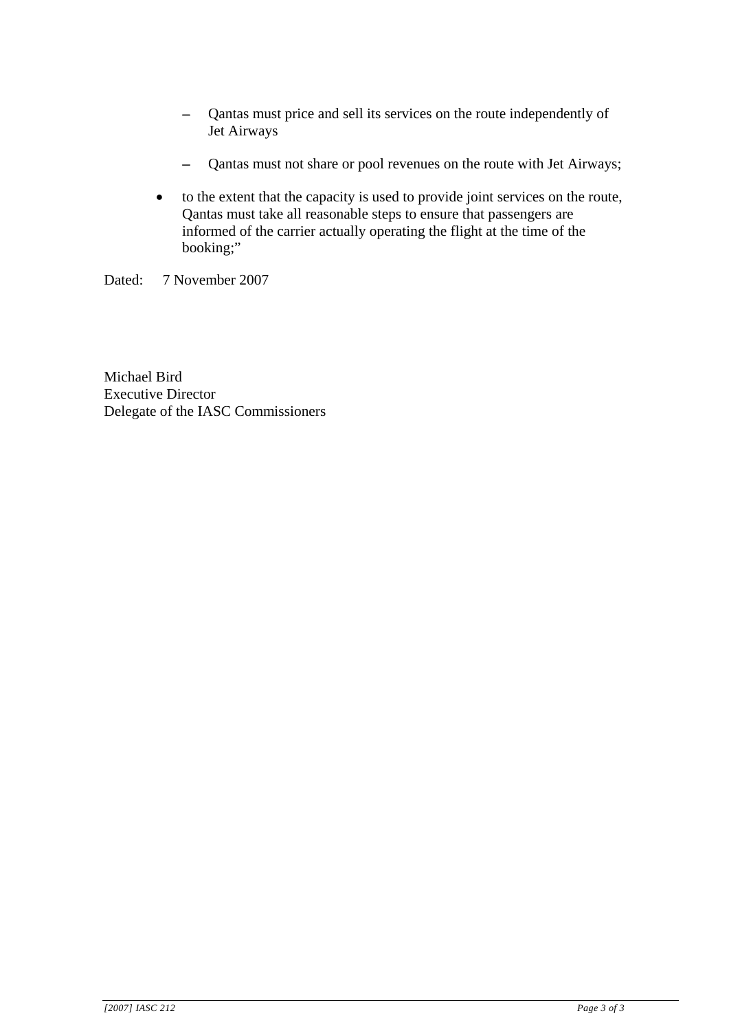- Qantas must price and sell its services on the route independently of Jet Airways

    - Qantas must not share or pool revenues on the route with Jet Airways;

- to the extent that the capacity is used to provide joint services on the route, Qantas must take all reasonable steps to ensure that passengers are informed of the carrier actually operating the flight at the time of the booking;"

Dated: 7 November 2007

Michael Bird
Executive Director
Delegate of the IASC Commissioners